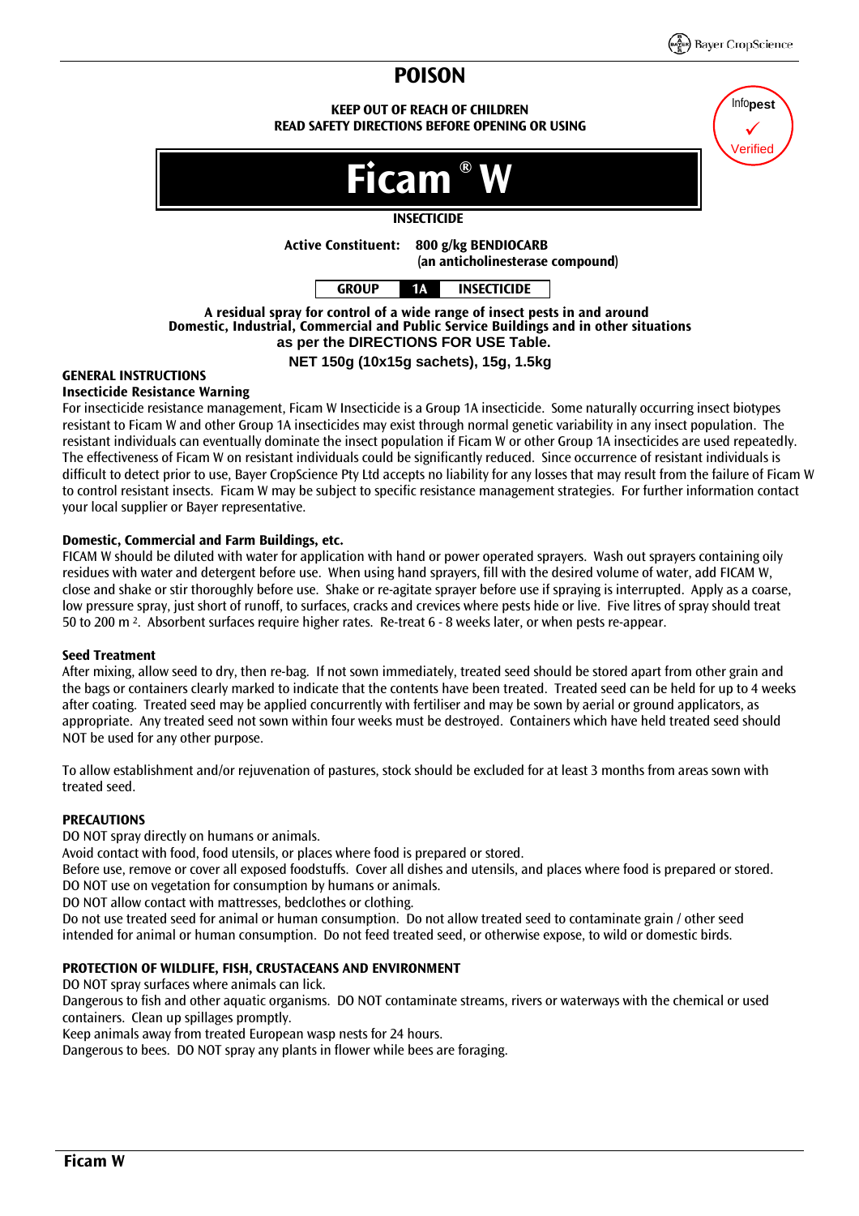# POISON

**KEEP OUT OF REACH OF CHILDREN**
**READ SAFETY DIRECTIONS BEFORE OPENING OR USING**

Infopest ✓ Verified

# Ficam® W

**INSECTICIDE**

**Active Constituent: 800 g/kg BENDIOCARB**
**(an anticholinesterase compound)**

| GROUP | 1A | INSECTICIDE |
|---|---|---|

**A residual spray for control of a wide range of insect pests in and around Domestic, Industrial, Commercial and Public Service Buildings and in other situations as per the DIRECTIONS FOR USE Table.**

**NET 150g (10x15g sachets), 15g, 1.5kg**

## GENERAL INSTRUCTIONS

### Insecticide Resistance Warning

For insecticide resistance management, Ficam W Insecticide is a Group 1A insecticide. Some naturally occurring insect biotypes resistant to Ficam W and other Group 1A insecticides may exist through normal genetic variability in any insect population. The resistant individuals can eventually dominate the insect population if Ficam W or other Group 1A insecticides are used repeatedly. The effectiveness of Ficam W on resistant individuals could be significantly reduced. Since occurrence of resistant individuals is difficult to detect prior to use, Bayer CropScience Pty Ltd accepts no liability for any losses that may result from the failure of Ficam W to control resistant insects. Ficam W may be subject to specific resistance management strategies. For further information contact your local supplier or Bayer representative.

### Domestic, Commercial and Farm Buildings, etc.

FICAM W should be diluted with water for application with hand or power operated sprayers. Wash out sprayers containing oily residues with water and detergent before use. When using hand sprayers, fill with the desired volume of water, add FICAM W, close and shake or stir thoroughly before use. Shake or re-agitate sprayer before use if spraying is interrupted. Apply as a coarse, low pressure spray, just short of runoff, to surfaces, cracks and crevices where pests hide or live. Five litres of spray should treat 50 to 200 $m^2$. Absorbent surfaces require higher rates. Re-treat 6 - 8 weeks later, or when pests re-appear.

### Seed Treatment

After mixing, allow seed to dry, then re-bag. If not sown immediately, treated seed should be stored apart from other grain and the bags or containers clearly marked to indicate that the contents have been treated. Treated seed can be held for up to 4 weeks after coating. Treated seed may be applied concurrently with fertiliser and may be sown by aerial or ground applicators, as appropriate. Any treated seed not sown within four weeks must be destroyed. Containers which have held treated seed should NOT be used for any other purpose.

To allow establishment and/or rejuvenation of pastures, stock should be excluded for at least 3 months from areas sown with treated seed.

## PRECAUTIONS

DO NOT spray directly on humans or animals.
Avoid contact with food, food utensils, or places where food is prepared or stored.
Before use, remove or cover all exposed foodstuffs. Cover all dishes and utensils, and places where food is prepared or stored.
DO NOT use on vegetation for consumption by humans or animals.
DO NOT allow contact with mattresses, bedclothes or clothing.
Do not use treated seed for animal or human consumption. Do not allow treated seed to contaminate grain / other seed intended for animal or human consumption. Do not feed treated seed, or otherwise expose, to wild or domestic birds.

## PROTECTION OF WILDLIFE, FISH, CRUSTACEANS AND ENVIRONMENT

DO NOT spray surfaces where animals can lick.
Dangerous to fish and other aquatic organisms. DO NOT contaminate streams, rivers or waterways with the chemical or used containers. Clean up spillages promptly.
Keep animals away from treated European wasp nests for 24 hours.
Dangerous to bees. DO NOT spray any plants in flower while bees are foraging.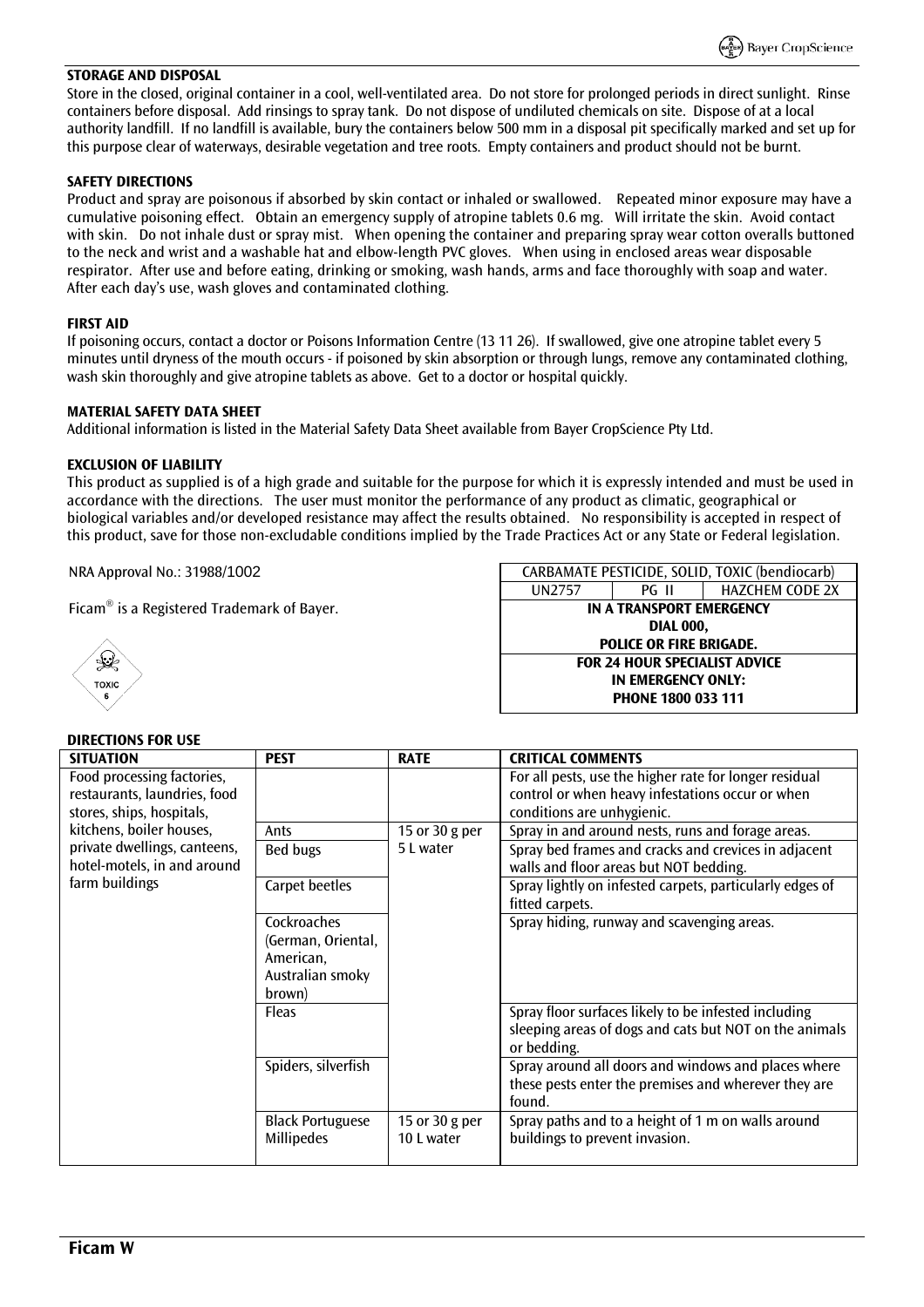## STORAGE AND DISPOSAL

Store in the closed, original container in a cool, well-ventilated area. Do not store for prolonged periods in direct sunlight. Rinse containers before disposal. Add rinsings to spray tank. Do not dispose of undiluted chemicals on site. Dispose of at a local authority landfill. If no landfill is available, bury the containers below 500 mm in a disposal pit specifically marked and set up for this purpose clear of waterways, desirable vegetation and tree roots. Empty containers and product should not be burnt.

## SAFETY DIRECTIONS

Product and spray are poisonous if absorbed by skin contact or inhaled or swallowed. Repeated minor exposure may have a cumulative poisoning effect. Obtain an emergency supply of atropine tablets 0.6 mg. Will irritate the skin. Avoid contact with skin. Do not inhale dust or spray mist. When opening the container and preparing spray wear cotton overalls buttoned to the neck and wrist and a washable hat and elbow-length PVC gloves. When using in enclosed areas wear disposable respirator. After use and before eating, drinking or smoking, wash hands, arms and face thoroughly with soap and water. After each day's use, wash gloves and contaminated clothing.

## FIRST AID

If poisoning occurs, contact a doctor or Poisons Information Centre (13 11 26). If swallowed, give one atropine tablet every 5 minutes until dryness of the mouth occurs - if poisoned by skin absorption or through lungs, remove any contaminated clothing, wash skin thoroughly and give atropine tablets as above. Get to a doctor or hospital quickly.

## MATERIAL SAFETY DATA SHEET

Additional information is listed in the Material Safety Data Sheet available from Bayer CropScience Pty Ltd.

## EXCLUSION OF LIABILITY

This product as supplied is of a high grade and suitable for the purpose for which it is expressly intended and must be used in accordance with the directions. The user must monitor the performance of any product as climatic, geographical or biological variables and/or developed resistance may affect the results obtained. No responsibility is accepted in respect of this product, save for those non-excludable conditions implied by the Trade Practices Act or any State or Federal legislation.

NRA Approval No.: 31988/1002

Ficam® is a Registered Trademark of Bayer.

TOXIC 6

| CARBAMATE PESTICIDE, SOLID, TOXIC (bendiocarb) | | |
|---|---|---|
| UN2757 | PG II | HAZCHEM CODE 2X |
| **IN A TRANSPORT EMERGENCY DIAL 000, POLICE OR FIRE BRIGADE.** | | |
| **FOR 24 HOUR SPECIALIST ADVICE IN EMERGENCY ONLY: PHONE 1800 033 111** | | |

## DIRECTIONS FOR USE

| SITUATION | PEST | RATE | CRITICAL COMMENTS |
|---|---|---|---|
| Food processing factories, restaurants, laundries, food stores, ships, hospitals, kitchens, boiler houses, private dwellings, canteens, hotel-motels, in and around farm buildings | | | For all pests, use the higher rate for longer residual control or when heavy infestations occur or when conditions are unhygienic. |
| | Ants | 15 or 30 g per 5 L water | Spray in and around nests, runs and forage areas. |
| | Bed bugs | | Spray bed frames and cracks and crevices in adjacent walls and floor areas but NOT bedding. |
| | Carpet beetles | | Spray lightly on infested carpets, particularly edges of fitted carpets. |
| | Cockroaches (German, Oriental, American, Australian smoky brown) | | Spray hiding, runway and scavenging areas. |
| | Fleas | | Spray floor surfaces likely to be infested including sleeping areas of dogs and cats but NOT on the animals or bedding. |
| | Spiders, silverfish | | Spray around all doors and windows and places where these pests enter the premises and wherever they are found. |
| | Black Portuguese Millipedes | 15 or 30 g per 10 L water | Spray paths and to a height of 1 m on walls around buildings to prevent invasion. |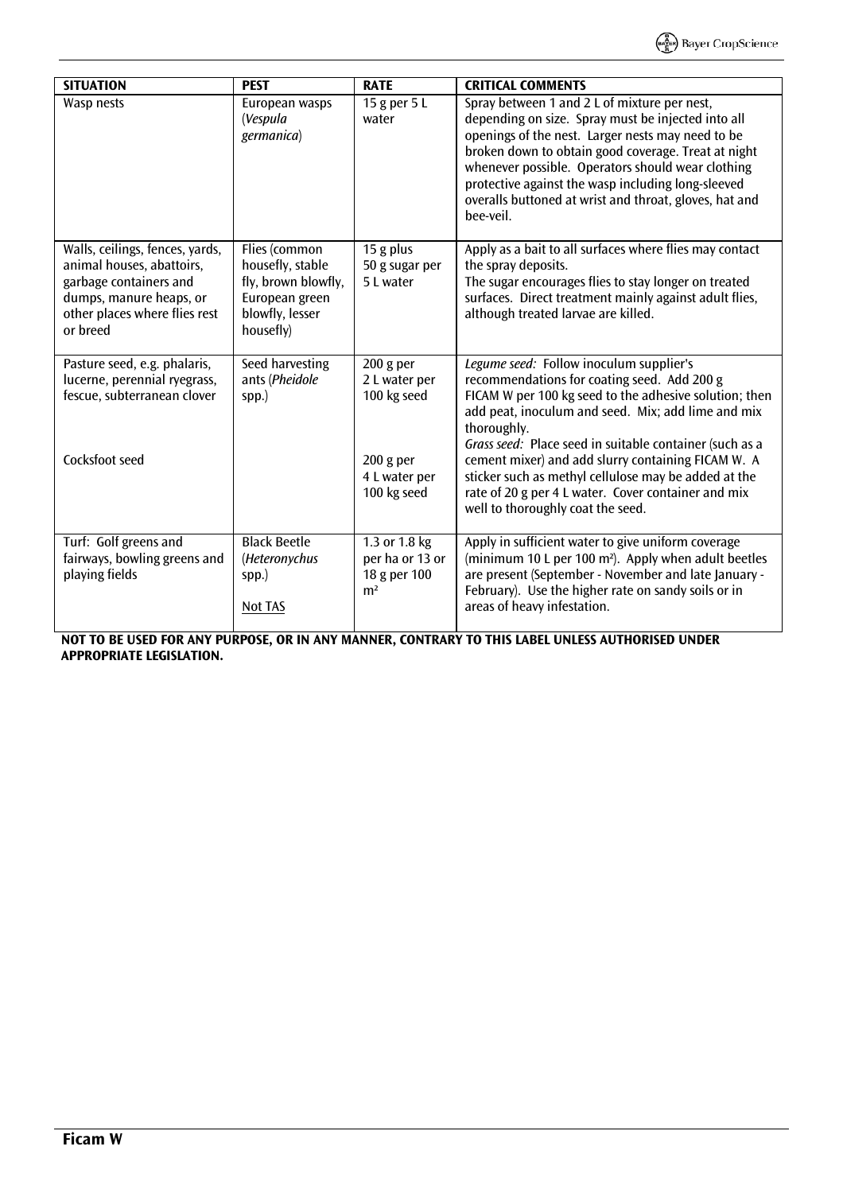| SITUATION | PEST | RATE | CRITICAL COMMENTS |
|---|---|---|---|
| Wasp nests | European wasps (*Vespula germanica*) | 15 g per 5 L water | Spray between 1 and 2 L of mixture per nest, depending on size. Spray must be injected into all openings of the nest. Larger nests may need to be broken down to obtain good coverage. Treat at night whenever possible. Operators should wear clothing protective against the wasp including long-sleeved overalls buttoned at wrist and throat, gloves, hat and bee-veil. |
| Walls, ceilings, fences, yards, animal houses, abattoirs, garbage containers and dumps, manure heaps, or other places where flies rest or breed | Flies (common housefly, stable fly, brown blowfly, European green blowfly, lesser housefly) | 15 g plus 50 g sugar per 5 L water | Apply as a bait to all surfaces where flies may contact the spray deposits.<br>The sugar encourages flies to stay longer on treated surfaces. Direct treatment mainly against adult flies, although treated larvae are killed. |
| Pasture seed, e.g. phalaris, lucerne, perennial ryegrass, fescue, subterranean clover<br><br>Cocksfoot seed | Seed harvesting ants (*Pheidole* spp.) | 200 g per 2 L water per 100 kg seed<br><br>200 g per 4 L water per 100 kg seed | *Legume seed:* Follow inoculum supplier's recommendations for coating seed. Add 200 g FICAM W per 100 kg seed to the adhesive solution; then add peat, inoculum and seed. Mix; add lime and mix thoroughly.<br>*Grass seed:* Place seed in suitable container (such as a cement mixer) and add slurry containing FICAM W. A sticker such as methyl cellulose may be added at the rate of 20 g per 4 L water. Cover container and mix well to thoroughly coat the seed. |
| Turf: Golf greens and fairways, bowling greens and playing fields | Black Beetle (*Heteronychus* spp.)<br><br><u>Not TAS</u> | 1.3 or 1.8 kg per ha or 13 or 18 g per 100 $m^2$ | Apply in sufficient water to give uniform coverage (minimum 10 L per 100 $m^2$). Apply when adult beetles are present (September - November and late January - February). Use the higher rate on sandy soils or in areas of heavy infestation. |

**NOT TO BE USED FOR ANY PURPOSE, OR IN ANY MANNER, CONTRARY TO THIS LABEL UNLESS AUTHORISED UNDER APPROPRIATE LEGISLATION.**